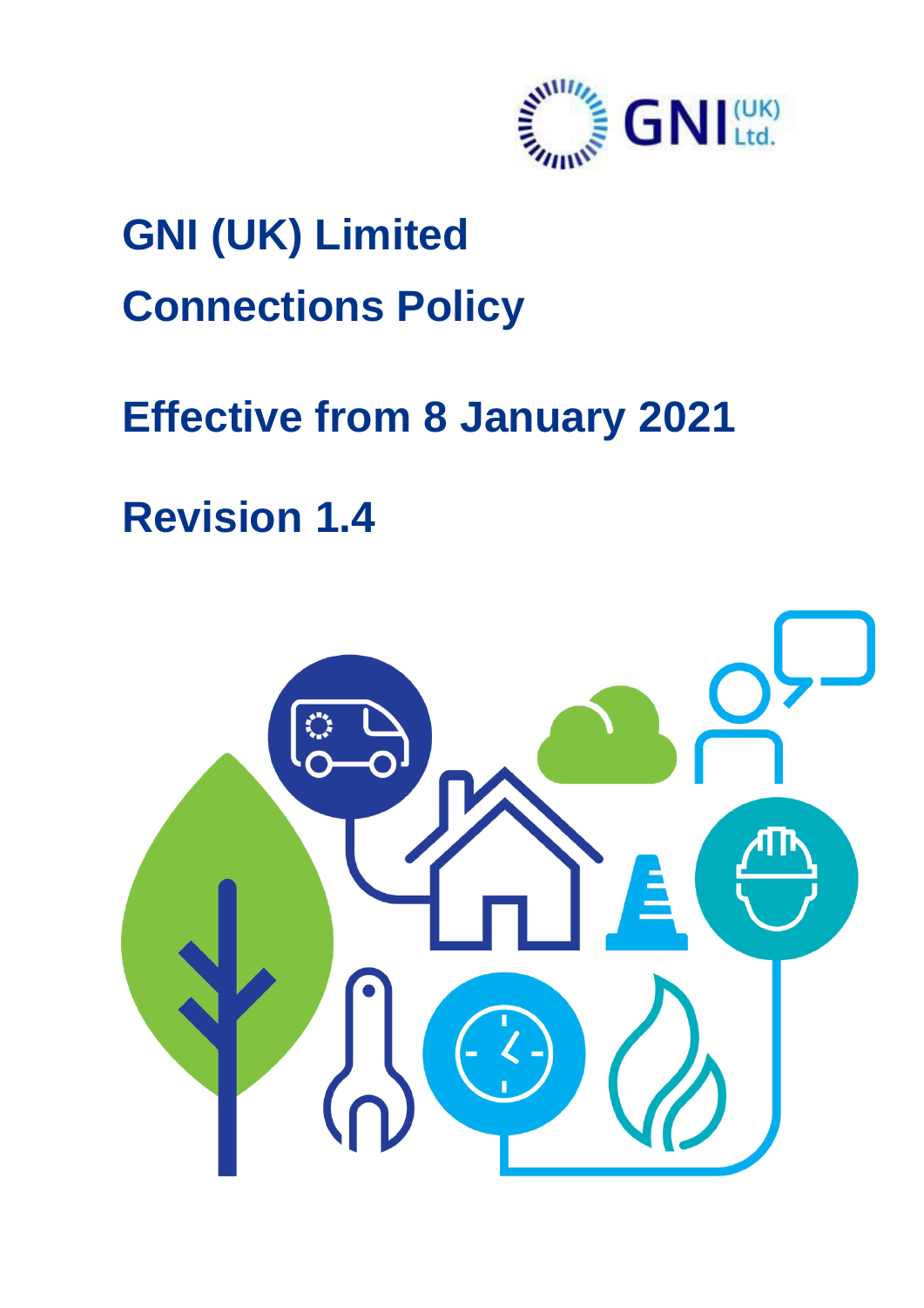# GNI (UK) Limited

# Connections Policy

## Effective from 8 January 2021

## Revision 1.4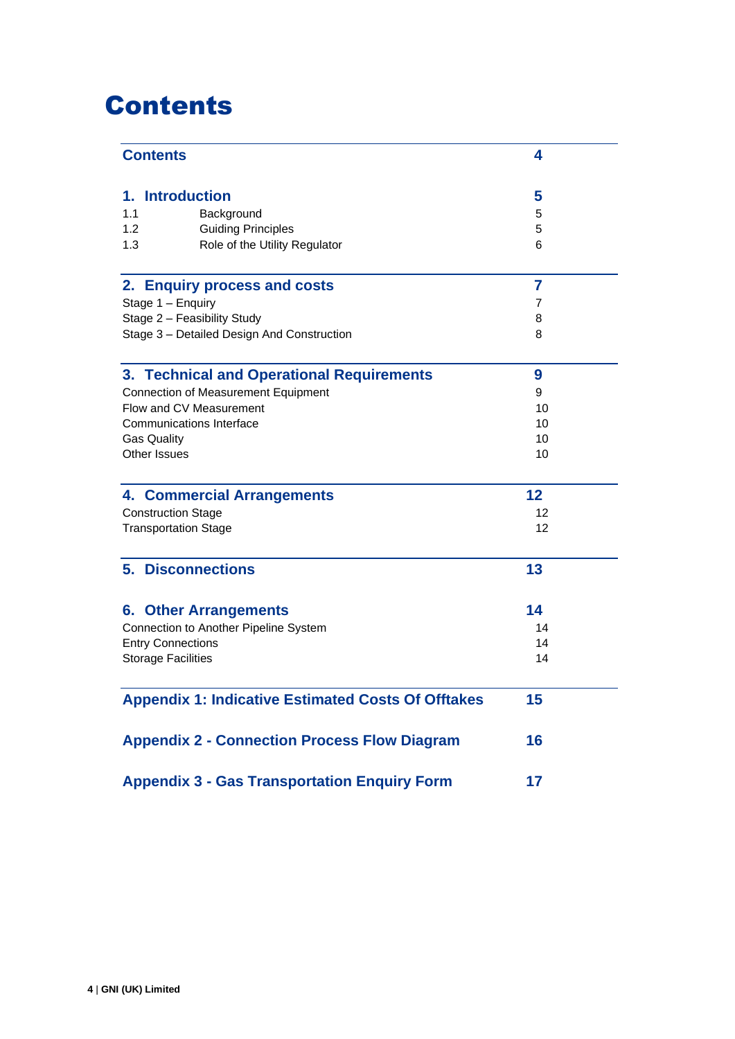# Contents

| Contents | 4 |
|---|---|
| **1. Introduction** | **5** |
| 1.1 Background | 5 |
| 1.2 Guiding Principles | 5 |
| 1.3 Role of the Utility Regulator | 6 |
| **2. Enquiry process and costs** | **7** |
| Stage 1 – Enquiry | 7 |
| Stage 2 – Feasibility Study | 8 |
| Stage 3 – Detailed Design And Construction | 8 |
| **3. Technical and Operational Requirements** | **9** |
| Connection of Measurement Equipment | 9 |
| Flow and CV Measurement | 10 |
| Communications Interface | 10 |
| Gas Quality | 10 |
| Other Issues | 10 |
| **4. Commercial Arrangements** | **12** |
| Construction Stage | 12 |
| Transportation Stage | 12 |
| **5. Disconnections** | **13** |
| **6. Other Arrangements** | **14** |
| Connection to Another Pipeline System | 14 |
| Entry Connections | 14 |
| Storage Facilities | 14 |
| **Appendix 1: Indicative Estimated Costs Of Offtakes** | **15** |
| **Appendix 2 - Connection Process Flow Diagram** | **16** |
| **Appendix 3 - Gas Transportation Enquiry Form** | **17** |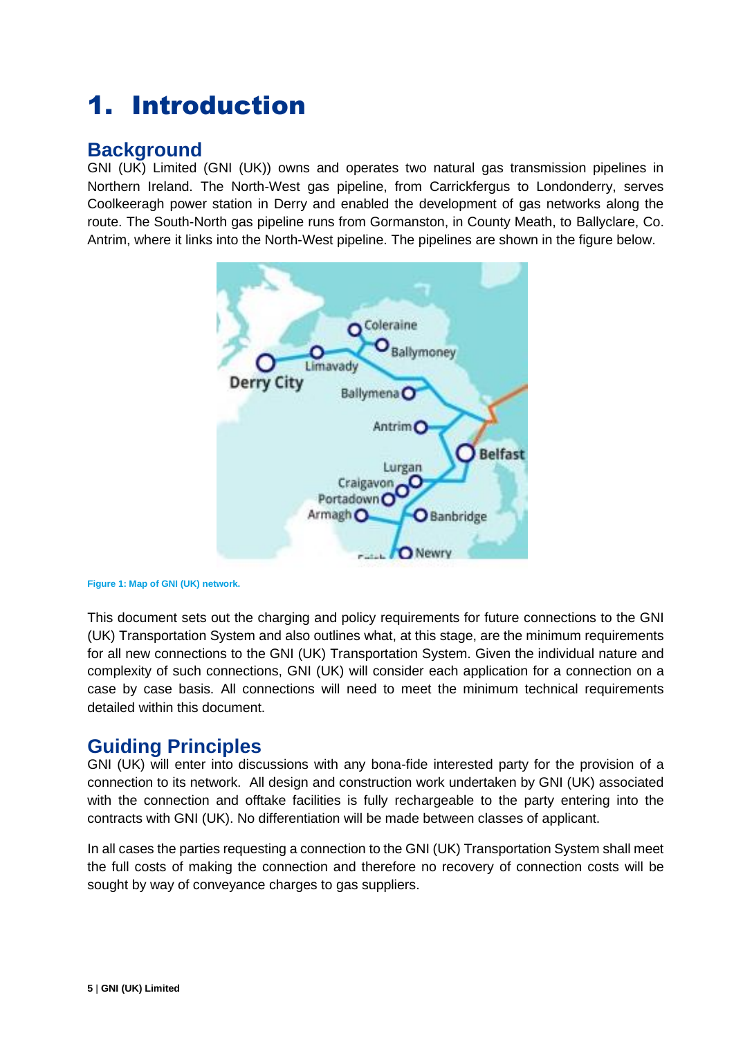# 1. Introduction

## Background

GNI (UK) Limited (GNI (UK)) owns and operates two natural gas transmission pipelines in Northern Ireland. The North-West gas pipeline, from Carrickfergus to Londonderry, serves Coolkeeragh power station in Derry and enabled the development of gas networks along the route. The South-North gas pipeline runs from Gormanston, in County Meath, to Ballyclare, Co. Antrim, where it links into the North-West pipeline. The pipelines are shown in the figure below.

Figure 1: Map of GNI (UK) network.

This document sets out the charging and policy requirements for future connections to the GNI (UK) Transportation System and also outlines what, at this stage, are the minimum requirements for all new connections to the GNI (UK) Transportation System. Given the individual nature and complexity of such connections, GNI (UK) will consider each application for a connection on a case by case basis. All connections will need to meet the minimum technical requirements detailed within this document.

## Guiding Principles

GNI (UK) will enter into discussions with any bona-fide interested party for the provision of a connection to its network. All design and construction work undertaken by GNI (UK) associated with the connection and offtake facilities is fully rechargeable to the party entering into the contracts with GNI (UK). No differentiation will be made between classes of applicant.

In all cases the parties requesting a connection to the GNI (UK) Transportation System shall meet the full costs of making the connection and therefore no recovery of connection costs will be sought by way of conveyance charges to gas suppliers.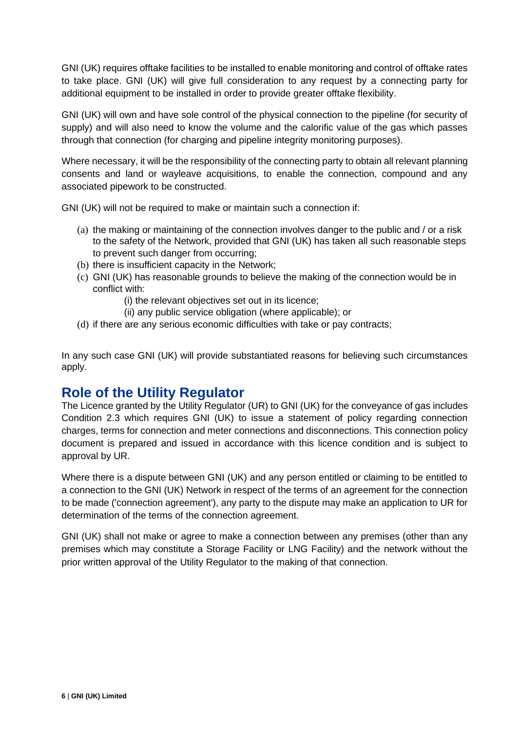GNI (UK) requires offtake facilities to be installed to enable monitoring and control of offtake rates to take place. GNI (UK) will give full consideration to any request by a connecting party for additional equipment to be installed in order to provide greater offtake flexibility.

GNI (UK) will own and have sole control of the physical connection to the pipeline (for security of supply) and will also need to know the volume and the calorific value of the gas which passes through that connection (for charging and pipeline integrity monitoring purposes).

Where necessary, it will be the responsibility of the connecting party to obtain all relevant planning consents and land or wayleave acquisitions, to enable the connection, compound and any associated pipework to be constructed.

GNI (UK) will not be required to make or maintain such a connection if:

(a) the making or maintaining of the connection involves danger to the public and / or a risk to the safety of the Network, provided that GNI (UK) has taken all such reasonable steps to prevent such danger from occurring;
(b) there is insufficient capacity in the Network;
(c) GNI (UK) has reasonable grounds to believe the making of the connection would be in conflict with:
    (i) the relevant objectives set out in its licence;
    (ii) any public service obligation (where applicable); or
(d) if there are any serious economic difficulties with take or pay contracts;

In any such case GNI (UK) will provide substantiated reasons for believing such circumstances apply.

## Role of the Utility Regulator

The Licence granted by the Utility Regulator (UR) to GNI (UK) for the conveyance of gas includes Condition 2.3 which requires GNI (UK) to issue a statement of policy regarding connection charges, terms for connection and meter connections and disconnections. This connection policy document is prepared and issued in accordance with this licence condition and is subject to approval by UR.

Where there is a dispute between GNI (UK) and any person entitled or claiming to be entitled to a connection to the GNI (UK) Network in respect of the terms of an agreement for the connection to be made ('connection agreement'), any party to the dispute may make an application to UR for determination of the terms of the connection agreement.

GNI (UK) shall not make or agree to make a connection between any premises (other than any premises which may constitute a Storage Facility or LNG Facility) and the network without the prior written approval of the Utility Regulator to the making of that connection.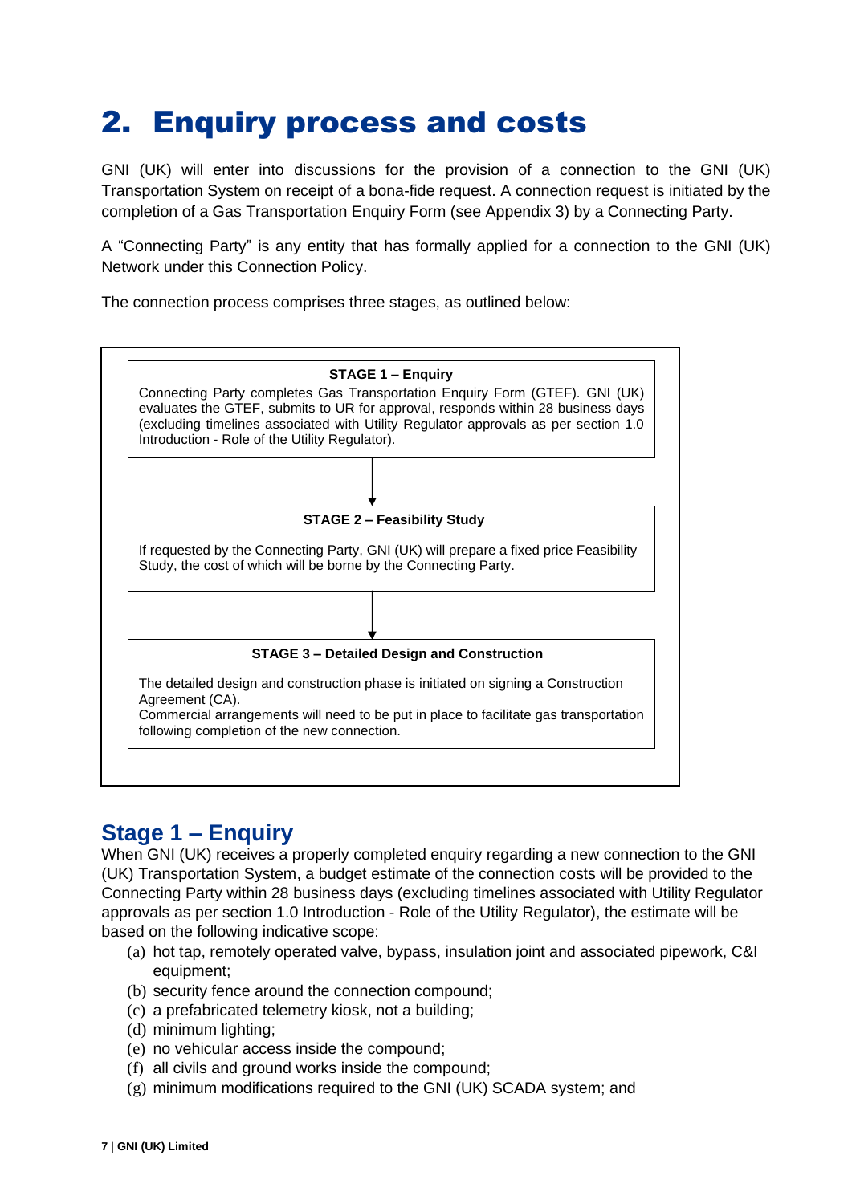# 2. Enquiry process and costs

GNI (UK) will enter into discussions for the provision of a connection to the GNI (UK) Transportation System on receipt of a bona-fide request. A connection request is initiated by the completion of a Gas Transportation Enquiry Form (see Appendix 3) by a Connecting Party.

A "Connecting Party" is any entity that has formally applied for a connection to the GNI (UK) Network under this Connection Policy.

The connection process comprises three stages, as outlined below:

**STAGE 1 – Enquiry**

Connecting Party completes Gas Transportation Enquiry Form (GTEF). GNI (UK) evaluates the GTEF, submits to UR for approval, responds within 28 business days (excluding timelines associated with Utility Regulator approvals as per section 1.0 Introduction - Role of the Utility Regulator).

↓

**STAGE 2 – Feasibility Study**

If requested by the Connecting Party, GNI (UK) will prepare a fixed price Feasibility Study, the cost of which will be borne by the Connecting Party.

↓

**STAGE 3 – Detailed Design and Construction**

The detailed design and construction phase is initiated on signing a Construction Agreement (CA).
Commercial arrangements will need to be put in place to facilitate gas transportation following completion of the new connection.

## Stage 1 – Enquiry

When GNI (UK) receives a properly completed enquiry regarding a new connection to the GNI (UK) Transportation System, a budget estimate of the connection costs will be provided to the Connecting Party within 28 business days (excluding timelines associated with Utility Regulator approvals as per section 1.0 Introduction - Role of the Utility Regulator), the estimate will be based on the following indicative scope:

(a) hot tap, remotely operated valve, bypass, insulation joint and associated pipework, C&I equipment;
(b) security fence around the connection compound;
(c) a prefabricated telemetry kiosk, not a building;
(d) minimum lighting;
(e) no vehicular access inside the compound;
(f) all civils and ground works inside the compound;
(g) minimum modifications required to the GNI (UK) SCADA system; and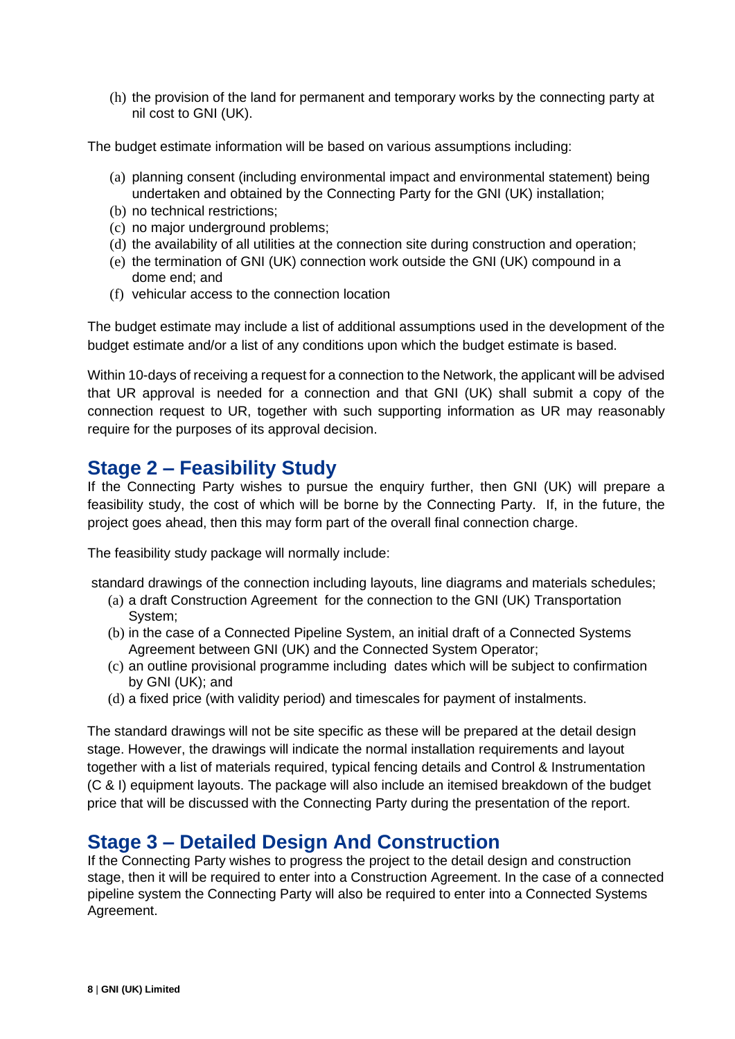(h) the provision of the land for permanent and temporary works by the connecting party at nil cost to GNI (UK).

The budget estimate information will be based on various assumptions including:

(a) planning consent (including environmental impact and environmental statement) being undertaken and obtained by the Connecting Party for the GNI (UK) installation;
(b) no technical restrictions;
(c) no major underground problems;
(d) the availability of all utilities at the connection site during construction and operation;
(e) the termination of GNI (UK) connection work outside the GNI (UK) compound in a dome end; and
(f) vehicular access to the connection location

The budget estimate may include a list of additional assumptions used in the development of the budget estimate and/or a list of any conditions upon which the budget estimate is based.

Within 10-days of receiving a request for a connection to the Network, the applicant will be advised that UR approval is needed for a connection and that GNI (UK) shall submit a copy of the connection request to UR, together with such supporting information as UR may reasonably require for the purposes of its approval decision.

## Stage 2 – Feasibility Study

If the Connecting Party wishes to pursue the enquiry further, then GNI (UK) will prepare a feasibility study, the cost of which will be borne by the Connecting Party. If, in the future, the project goes ahead, then this may form part of the overall final connection charge.

The feasibility study package will normally include:

standard drawings of the connection including layouts, line diagrams and materials schedules;

(a) a draft Construction Agreement for the connection to the GNI (UK) Transportation System;
(b) in the case of a Connected Pipeline System, an initial draft of a Connected Systems Agreement between GNI (UK) and the Connected System Operator;
(c) an outline provisional programme including dates which will be subject to confirmation by GNI (UK); and
(d) a fixed price (with validity period) and timescales for payment of instalments.

The standard drawings will not be site specific as these will be prepared at the detail design stage. However, the drawings will indicate the normal installation requirements and layout together with a list of materials required, typical fencing details and Control & Instrumentation (C & I) equipment layouts. The package will also include an itemised breakdown of the budget price that will be discussed with the Connecting Party during the presentation of the report.

## Stage 3 – Detailed Design And Construction

If the Connecting Party wishes to progress the project to the detail design and construction stage, then it will be required to enter into a Construction Agreement. In the case of a connected pipeline system the Connecting Party will also be required to enter into a Connected Systems Agreement.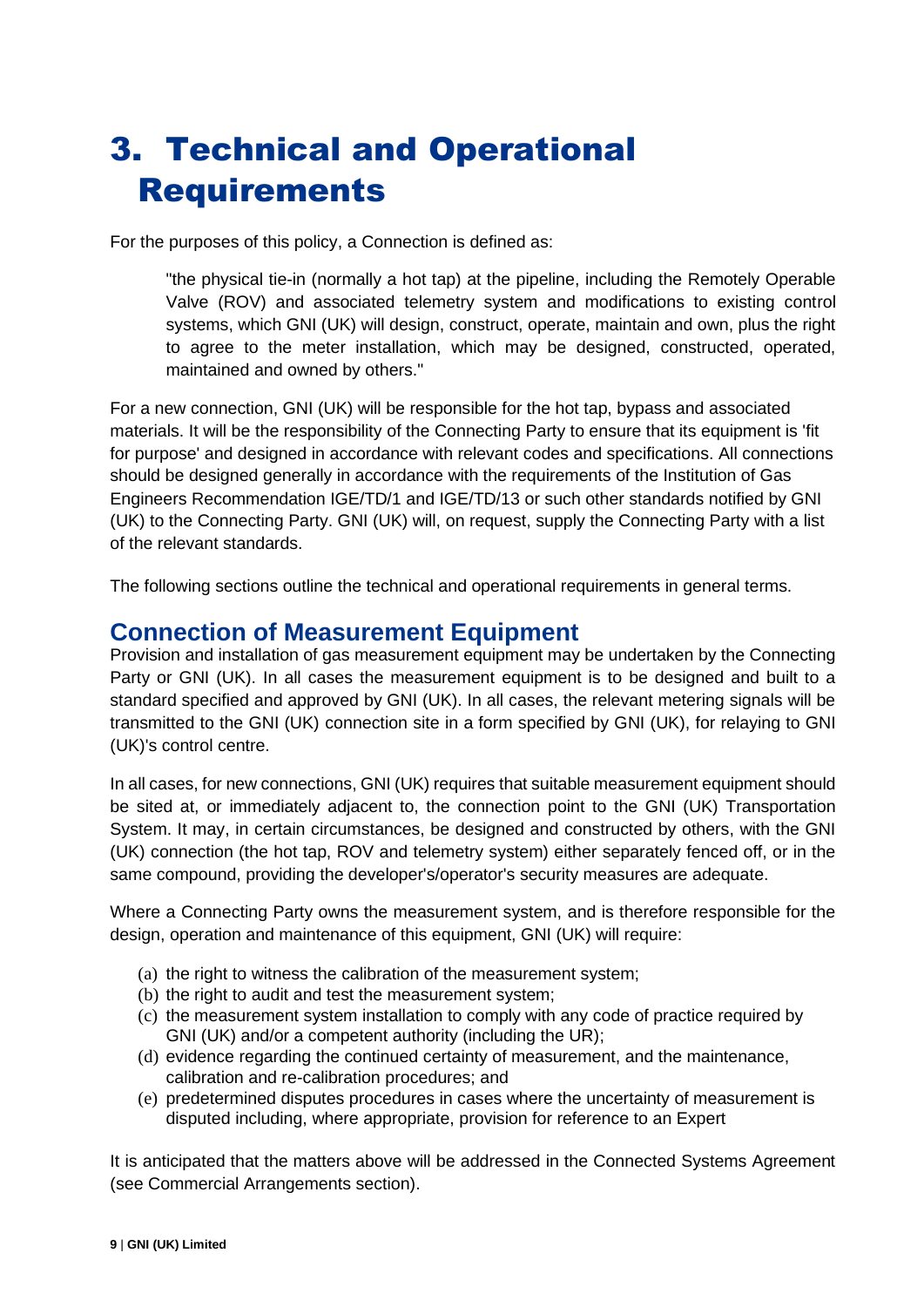# 3. Technical and Operational Requirements

For the purposes of this policy, a Connection is defined as:

> "the physical tie-in (normally a hot tap) at the pipeline, including the Remotely Operable Valve (ROV) and associated telemetry system and modifications to existing control systems, which GNI (UK) will design, construct, operate, maintain and own, plus the right to agree to the meter installation, which may be designed, constructed, operated, maintained and owned by others."

For a new connection, GNI (UK) will be responsible for the hot tap, bypass and associated materials. It will be the responsibility of the Connecting Party to ensure that its equipment is 'fit for purpose' and designed in accordance with relevant codes and specifications. All connections should be designed generally in accordance with the requirements of the Institution of Gas Engineers Recommendation IGE/TD/1 and IGE/TD/13 or such other standards notified by GNI (UK) to the Connecting Party. GNI (UK) will, on request, supply the Connecting Party with a list of the relevant standards.

The following sections outline the technical and operational requirements in general terms.

## Connection of Measurement Equipment

Provision and installation of gas measurement equipment may be undertaken by the Connecting Party or GNI (UK). In all cases the measurement equipment is to be designed and built to a standard specified and approved by GNI (UK). In all cases, the relevant metering signals will be transmitted to the GNI (UK) connection site in a form specified by GNI (UK), for relaying to GNI (UK)'s control centre.

In all cases, for new connections, GNI (UK) requires that suitable measurement equipment should be sited at, or immediately adjacent to, the connection point to the GNI (UK) Transportation System. It may, in certain circumstances, be designed and constructed by others, with the GNI (UK) connection (the hot tap, ROV and telemetry system) either separately fenced off, or in the same compound, providing the developer's/operator's security measures are adequate.

Where a Connecting Party owns the measurement system, and is therefore responsible for the design, operation and maintenance of this equipment, GNI (UK) will require:

(a) the right to witness the calibration of the measurement system;
(b) the right to audit and test the measurement system;
(c) the measurement system installation to comply with any code of practice required by GNI (UK) and/or a competent authority (including the UR);
(d) evidence regarding the continued certainty of measurement, and the maintenance, calibration and re-calibration procedures; and
(e) predetermined disputes procedures in cases where the uncertainty of measurement is disputed including, where appropriate, provision for reference to an Expert

It is anticipated that the matters above will be addressed in the Connected Systems Agreement (see Commercial Arrangements section).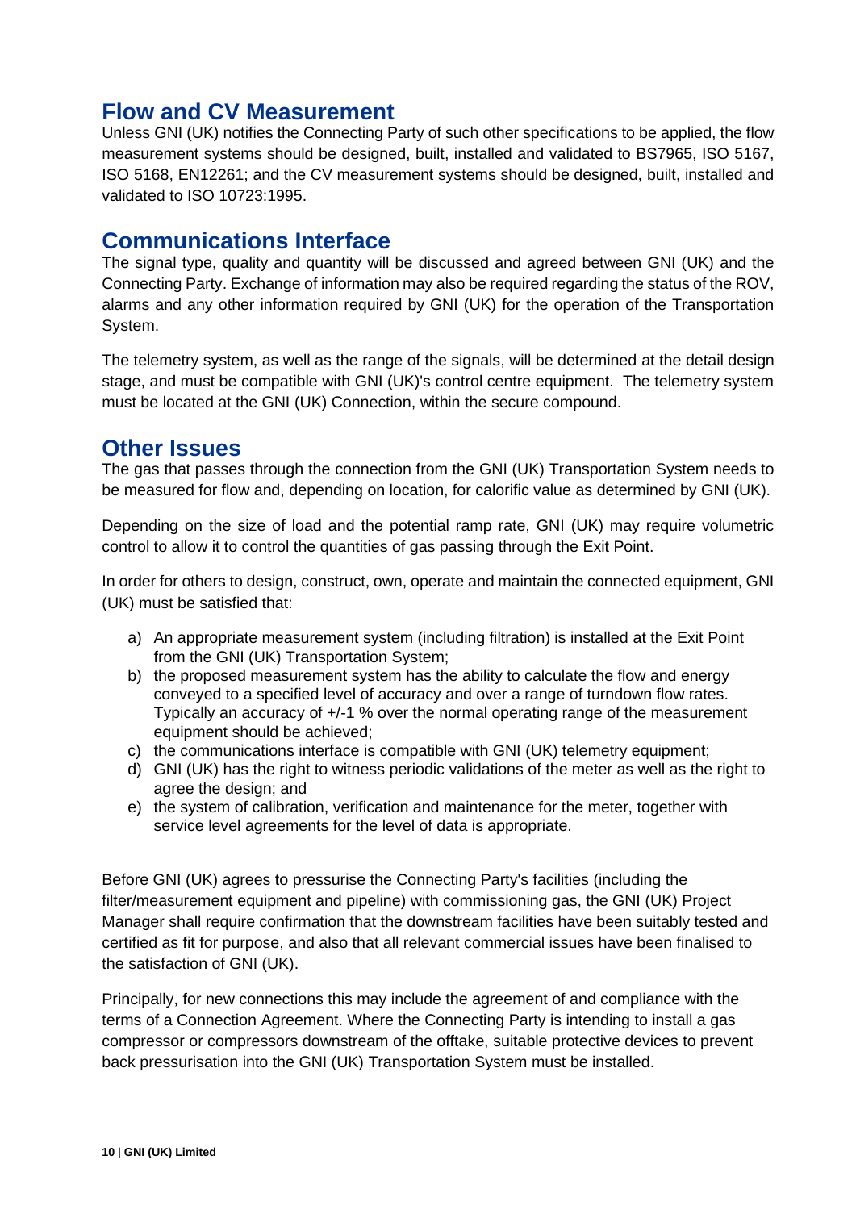## Flow and CV Measurement

Unless GNI (UK) notifies the Connecting Party of such other specifications to be applied, the flow measurement systems should be designed, built, installed and validated to BS7965, ISO 5167, ISO 5168, EN12261; and the CV measurement systems should be designed, built, installed and validated to ISO 10723:1995.

## Communications Interface

The signal type, quality and quantity will be discussed and agreed between GNI (UK) and the Connecting Party. Exchange of information may also be required regarding the status of the ROV, alarms and any other information required by GNI (UK) for the operation of the Transportation System.

The telemetry system, as well as the range of the signals, will be determined at the detail design stage, and must be compatible with GNI (UK)'s control centre equipment. The telemetry system must be located at the GNI (UK) Connection, within the secure compound.

## Other Issues

The gas that passes through the connection from the GNI (UK) Transportation System needs to be measured for flow and, depending on location, for calorific value as determined by GNI (UK).

Depending on the size of load and the potential ramp rate, GNI (UK) may require volumetric control to allow it to control the quantities of gas passing through the Exit Point.

In order for others to design, construct, own, operate and maintain the connected equipment, GNI (UK) must be satisfied that:

a) An appropriate measurement system (including filtration) is installed at the Exit Point from the GNI (UK) Transportation System;
b) the proposed measurement system has the ability to calculate the flow and energy conveyed to a specified level of accuracy and over a range of turndown flow rates. Typically an accuracy of +/-1 % over the normal operating range of the measurement equipment should be achieved;
c) the communications interface is compatible with GNI (UK) telemetry equipment;
d) GNI (UK) has the right to witness periodic validations of the meter as well as the right to agree the design; and
e) the system of calibration, verification and maintenance for the meter, together with service level agreements for the level of data is appropriate.

Before GNI (UK) agrees to pressurise the Connecting Party's facilities (including the filter/measurement equipment and pipeline) with commissioning gas, the GNI (UK) Project Manager shall require confirmation that the downstream facilities have been suitably tested and certified as fit for purpose, and also that all relevant commercial issues have been finalised to the satisfaction of GNI (UK).

Principally, for new connections this may include the agreement of and compliance with the terms of a Connection Agreement. Where the Connecting Party is intending to install a gas compressor or compressors downstream of the offtake, suitable protective devices to prevent back pressurisation into the GNI (UK) Transportation System must be installed.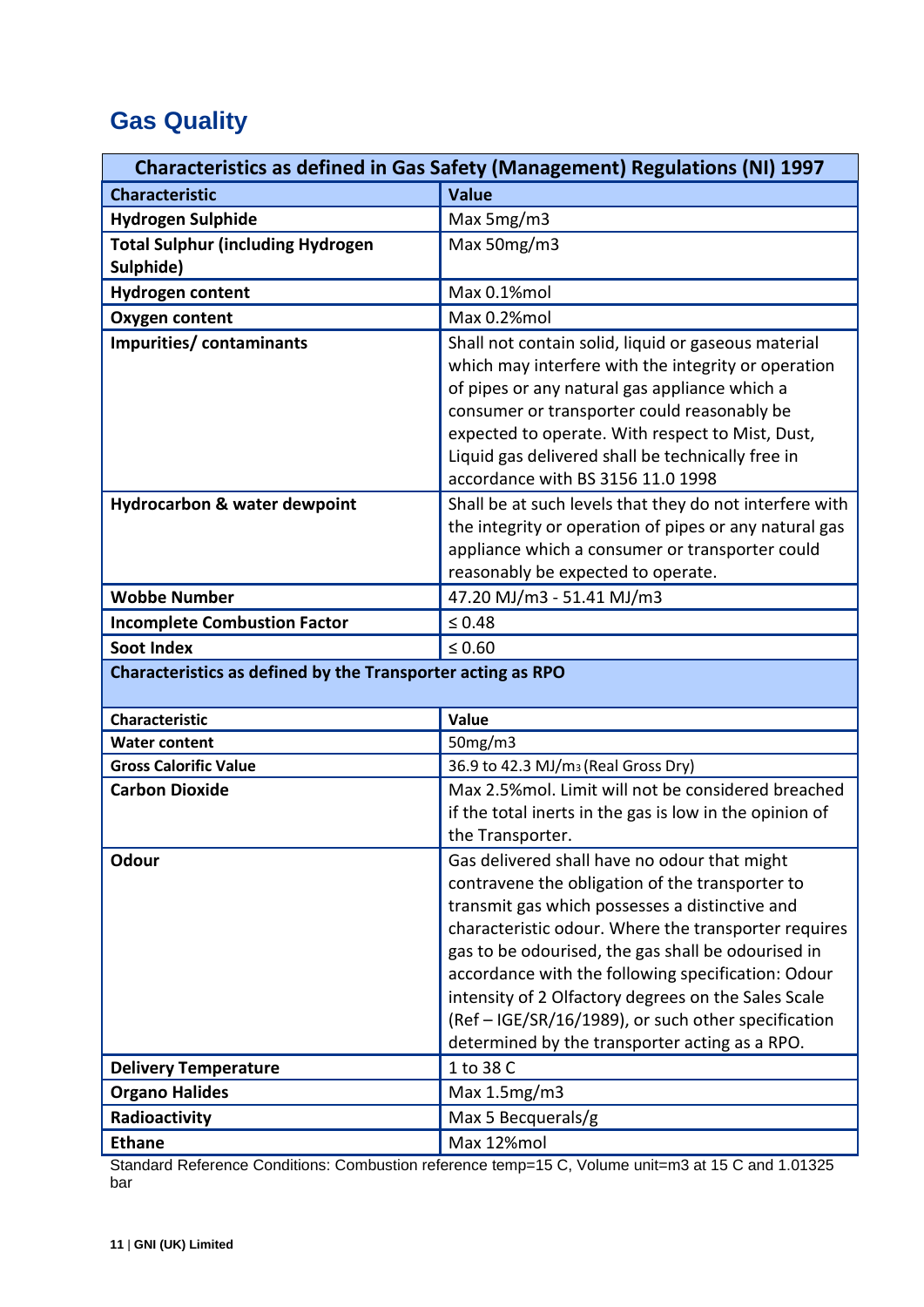## Gas Quality

| Characteristics as defined in Gas Safety (Management) Regulations (NI) 1997 | |
|---|---|
| **Characteristic** | **Value** |
| **Hydrogen Sulphide** | Max 5mg/m3 |
| **Total Sulphur (including Hydrogen Sulphide)** | Max 50mg/m3 |
| **Hydrogen content** | Max 0.1%mol |
| **Oxygen content** | Max 0.2%mol |
| **Impurities/ contaminants** | Shall not contain solid, liquid or gaseous material which may interfere with the integrity or operation of pipes or any natural gas appliance which a consumer or transporter could reasonably be expected to operate. With respect to Mist, Dust, Liquid gas delivered shall be technically free in accordance with BS 3156 11.0 1998 |
| **Hydrocarbon & water dewpoint** | Shall be at such levels that they do not interfere with the integrity or operation of pipes or any natural gas appliance which a consumer or transporter could reasonably be expected to operate. |
| **Wobbe Number** | 47.20 MJ/m3 - 51.41 MJ/m3 |
| **Incomplete Combustion Factor** | ≤ 0.48 |
| **Soot Index** | ≤ 0.60 |
| **Characteristics as defined by the Transporter acting as RPO** | |
| **Characteristic** | **Value** |
| **Water content** | 50mg/m3 |
| **Gross Calorific Value** | 36.9 to 42.3 MJ/$m_3$ (Real Gross Dry) |
| **Carbon Dioxide** | Max 2.5%mol. Limit will not be considered breached if the total inerts in the gas is low in the opinion of the Transporter. |
| **Odour** | Gas delivered shall have no odour that might contravene the obligation of the transporter to transmit gas which possesses a distinctive and characteristic odour. Where the transporter requires gas to be odourised, the gas shall be odourised in accordance with the following specification: Odour intensity of 2 Olfactory degrees on the Sales Scale (Ref – IGE/SR/16/1989), or such other specification determined by the transporter acting as a RPO. |
| **Delivery Temperature** | 1 to 38 C |
| **Organo Halides** | Max 1.5mg/m3 |
| **Radioactivity** | Max 5 Becquerals/g |
| **Ethane** | Max 12%mol |

Standard Reference Conditions: Combustion reference temp=15 C, Volume unit=m3 at 15 C and 1.01325 bar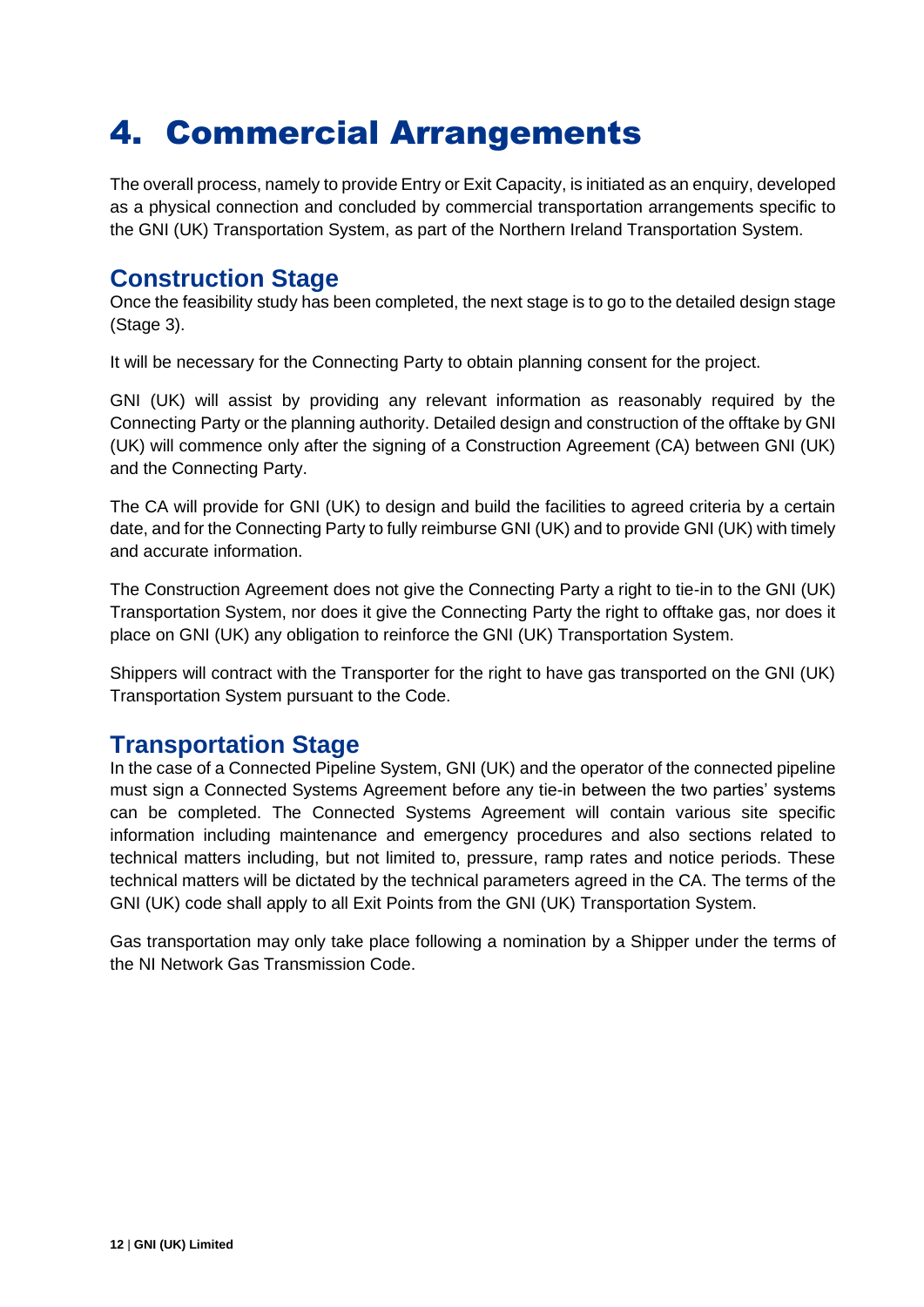# 4. Commercial Arrangements

The overall process, namely to provide Entry or Exit Capacity, is initiated as an enquiry, developed as a physical connection and concluded by commercial transportation arrangements specific to the GNI (UK) Transportation System, as part of the Northern Ireland Transportation System.

## Construction Stage

Once the feasibility study has been completed, the next stage is to go to the detailed design stage (Stage 3).

It will be necessary for the Connecting Party to obtain planning consent for the project.

GNI (UK) will assist by providing any relevant information as reasonably required by the Connecting Party or the planning authority. Detailed design and construction of the offtake by GNI (UK) will commence only after the signing of a Construction Agreement (CA) between GNI (UK) and the Connecting Party.

The CA will provide for GNI (UK) to design and build the facilities to agreed criteria by a certain date, and for the Connecting Party to fully reimburse GNI (UK) and to provide GNI (UK) with timely and accurate information.

The Construction Agreement does not give the Connecting Party a right to tie-in to the GNI (UK) Transportation System, nor does it give the Connecting Party the right to offtake gas, nor does it place on GNI (UK) any obligation to reinforce the GNI (UK) Transportation System.

Shippers will contract with the Transporter for the right to have gas transported on the GNI (UK) Transportation System pursuant to the Code.

## Transportation Stage

In the case of a Connected Pipeline System, GNI (UK) and the operator of the connected pipeline must sign a Connected Systems Agreement before any tie-in between the two parties' systems can be completed. The Connected Systems Agreement will contain various site specific information including maintenance and emergency procedures and also sections related to technical matters including, but not limited to, pressure, ramp rates and notice periods. These technical matters will be dictated by the technical parameters agreed in the CA. The terms of the GNI (UK) code shall apply to all Exit Points from the GNI (UK) Transportation System.

Gas transportation may only take place following a nomination by a Shipper under the terms of the NI Network Gas Transmission Code.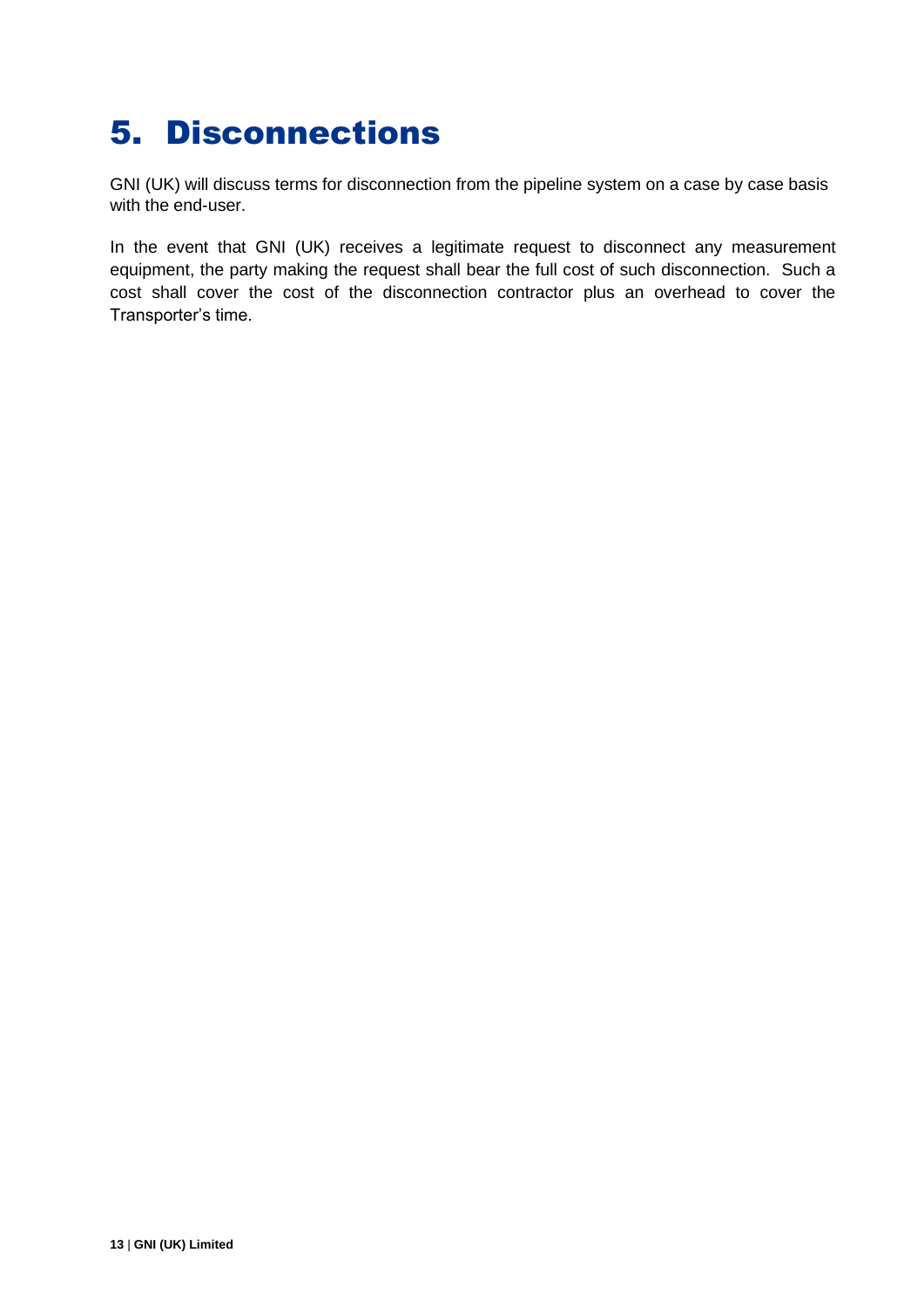# 5. Disconnections

GNI (UK) will discuss terms for disconnection from the pipeline system on a case by case basis with the end-user.

In the event that GNI (UK) receives a legitimate request to disconnect any measurement equipment, the party making the request shall bear the full cost of such disconnection. Such a cost shall cover the cost of the disconnection contractor plus an overhead to cover the Transporter's time.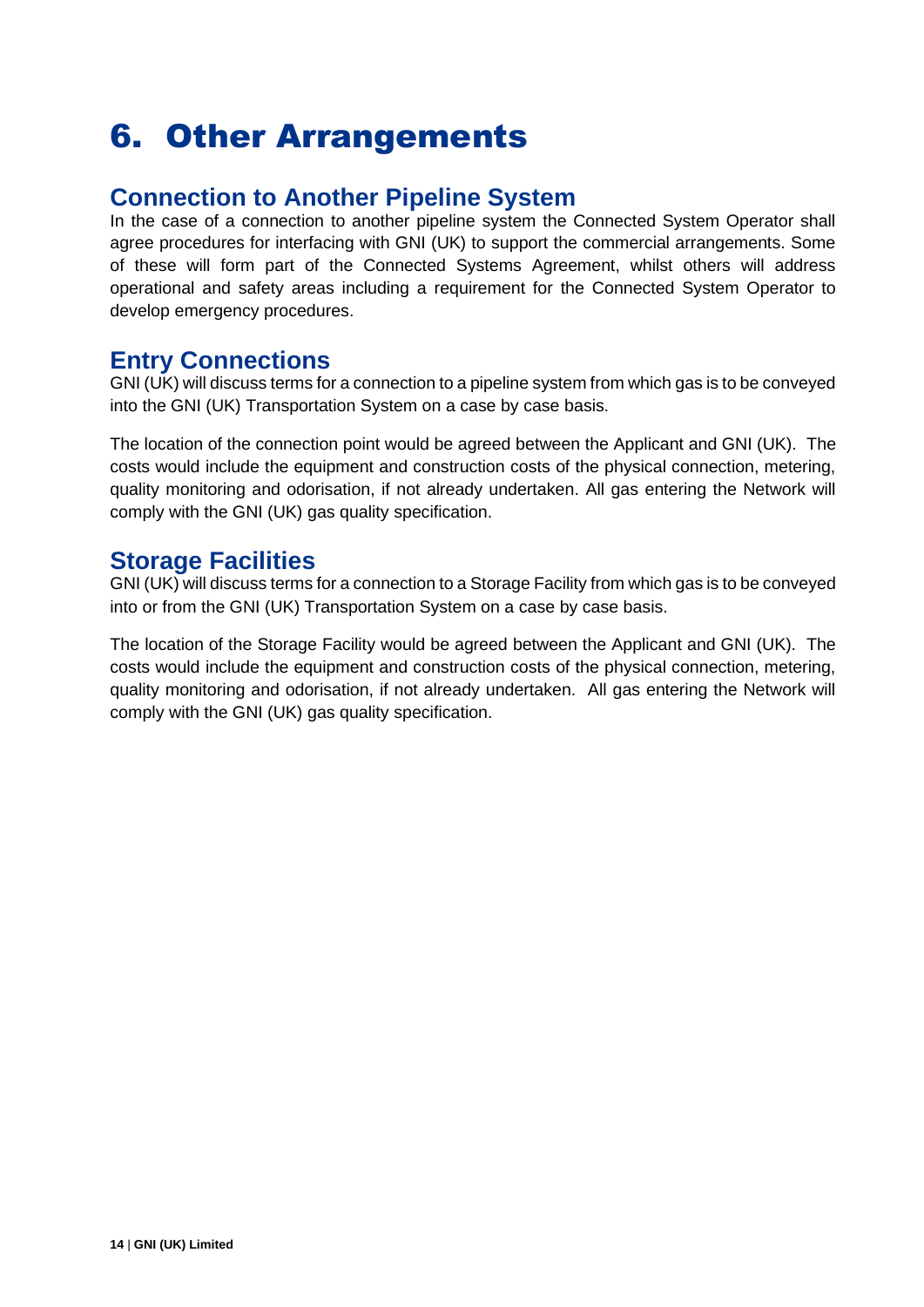# 6. Other Arrangements

## Connection to Another Pipeline System

In the case of a connection to another pipeline system the Connected System Operator shall agree procedures for interfacing with GNI (UK) to support the commercial arrangements. Some of these will form part of the Connected Systems Agreement, whilst others will address operational and safety areas including a requirement for the Connected System Operator to develop emergency procedures.

## Entry Connections

GNI (UK) will discuss terms for a connection to a pipeline system from which gas is to be conveyed into the GNI (UK) Transportation System on a case by case basis.

The location of the connection point would be agreed between the Applicant and GNI (UK). The costs would include the equipment and construction costs of the physical connection, metering, quality monitoring and odorisation, if not already undertaken. All gas entering the Network will comply with the GNI (UK) gas quality specification.

## Storage Facilities

GNI (UK) will discuss terms for a connection to a Storage Facility from which gas is to be conveyed into or from the GNI (UK) Transportation System on a case by case basis.

The location of the Storage Facility would be agreed between the Applicant and GNI (UK). The costs would include the equipment and construction costs of the physical connection, metering, quality monitoring and odorisation, if not already undertaken. All gas entering the Network will comply with the GNI (UK) gas quality specification.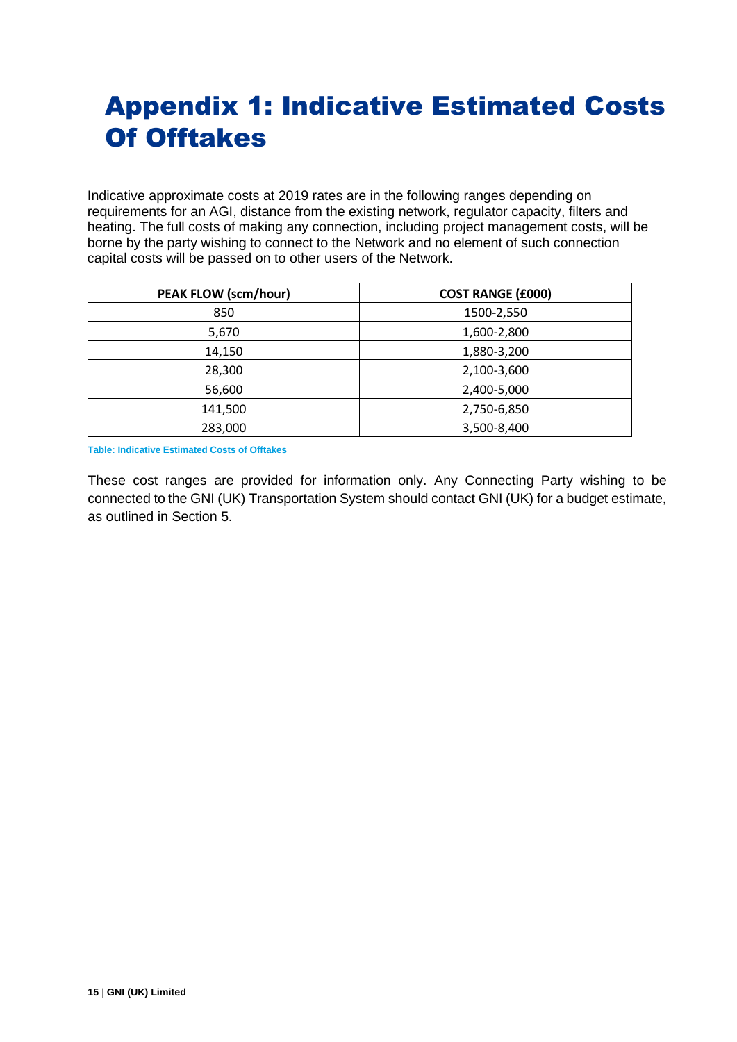# Appendix 1: Indicative Estimated Costs Of Offtakes

Indicative approximate costs at 2019 rates are in the following ranges depending on requirements for an AGI, distance from the existing network, regulator capacity, filters and heating. The full costs of making any connection, including project management costs, will be borne by the party wishing to connect to the Network and no element of such connection capital costs will be passed on to other users of the Network.

| PEAK FLOW (scm/hour) | COST RANGE (£000) |
|---|---|
| 850 | 1500-2,550 |
| 5,670 | 1,600-2,800 |
| 14,150 | 1,880-3,200 |
| 28,300 | 2,100-3,600 |
| 56,600 | 2,400-5,000 |
| 141,500 | 2,750-6,850 |
| 283,000 | 3,500-8,400 |

**Table: Indicative Estimated Costs of Offtakes**

These cost ranges are provided for information only. Any Connecting Party wishing to be connected to the GNI (UK) Transportation System should contact GNI (UK) for a budget estimate, as outlined in Section 5.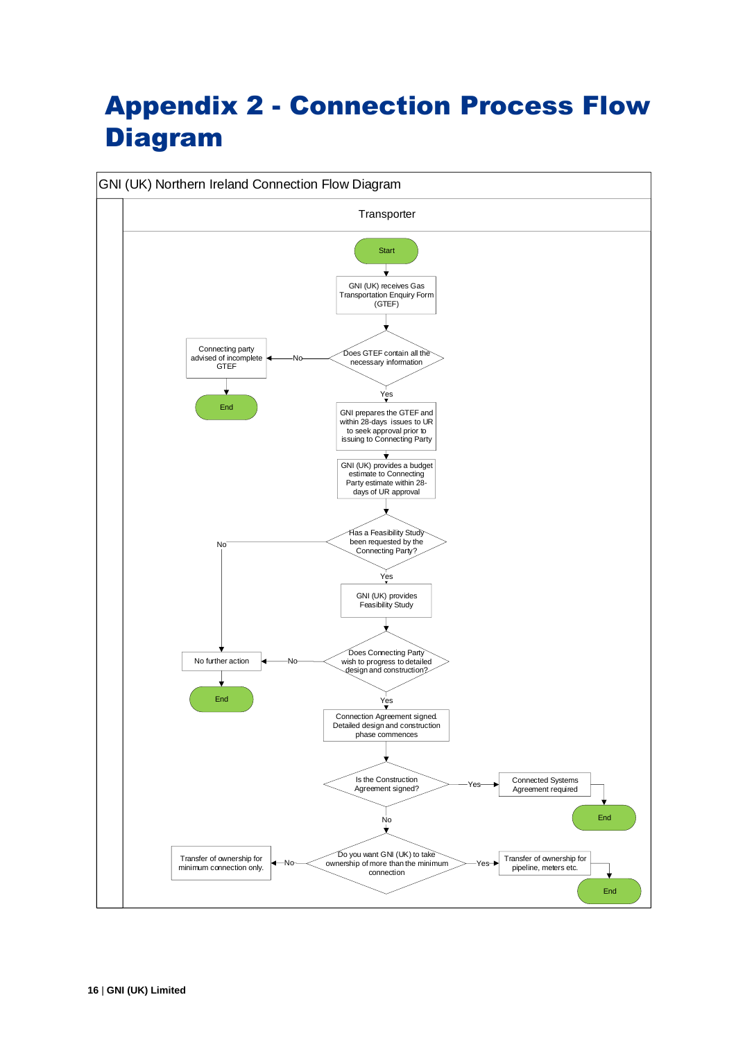# Appendix 2 - Connection Process Flow Diagram

GNI (UK) Northern Ireland Connection Flow Diagram

Transporter

Start

GNI (UK) receives Gas Transportation Enquiry Form (GTEF)

Does GTEF contain all the necessary information

No → Connecting party advised of incomplete GTEF → End

Yes

GNI prepares the GTEF and within 28-days issues to UR to seek approval prior to issuing to Connecting Party

GNI (UK) provides a budget estimate to Connecting Party estimate within 28-days of UR approval

Has a Feasibility Study been requested by the Connecting Party?

No → No further action → End

Yes

GNI (UK) provides Feasibility Study

Does Connecting Party wish to progress to detailed design and construction?

No → No further action → End

Yes

Connection Agreement signed. Detailed design and construction phase commences

Is the Construction Agreement signed?

Yes → Connected Systems Agreement required → End

No

Do you want GNI (UK) to take ownership of more than the minimum connection

No → Transfer of ownership for minimum connection only.

Yes → Transfer of ownership for pipeline, meters etc. → End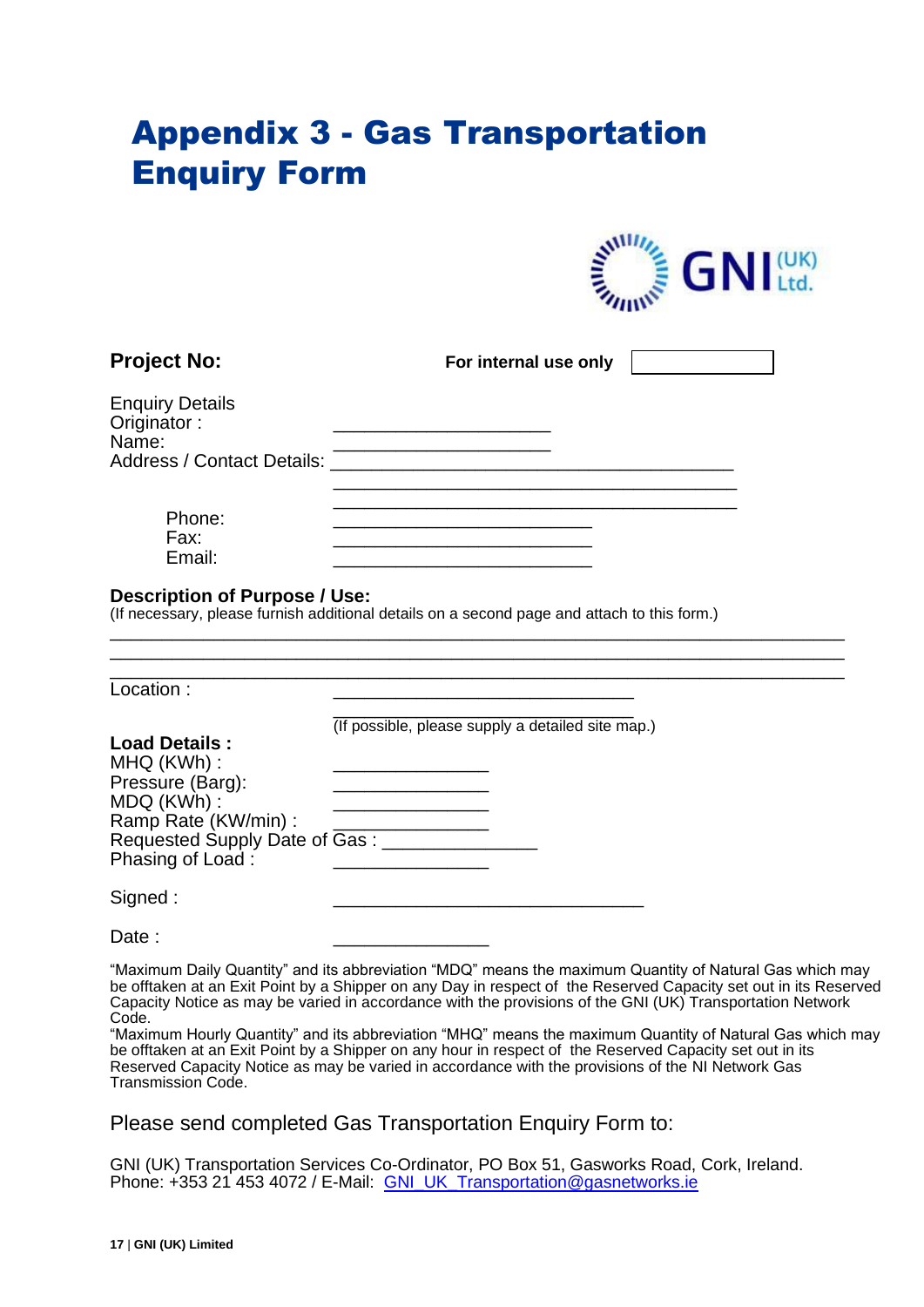# Appendix 3 - Gas Transportation Enquiry Form

**Project No:** **For internal use only** 

Enquiry Details
Originator : ____________________
Name: ____________________
Address / Contact Details: _____________________________________
_____________________________________
_____________________________________

Phone: ________________________
Fax: ________________________
Email: ________________________

**Description of Purpose / Use:**
(If necessary, please furnish additional details on a second page and attach to this form.)

_____________________________________________________________________
_____________________________________________________________________
_____________________________________________________________________

Location : ____________________________
____________________________
(If possible, please supply a detailed site map.)

**Load Details :**
MHQ (KWh) : ______________
Pressure (Barg): ______________
MDQ (KWh) : ______________
Ramp Rate (KW/min) : ______________
Requested Supply Date of Gas : ______________
Phasing of Load : ______________

Signed : ____________________________

Date : ______________

"Maximum Daily Quantity" and its abbreviation "MDQ" means the maximum Quantity of Natural Gas which may be offtaken at an Exit Point by a Shipper on any Day in respect of the Reserved Capacity set out in its Reserved Capacity Notice as may be varied in accordance with the provisions of the GNI (UK) Transportation Network Code.
"Maximum Hourly Quantity" and its abbreviation "MHQ" means the maximum Quantity of Natural Gas which may be offtaken at an Exit Point by a Shipper on any hour in respect of the Reserved Capacity set out in its Reserved Capacity Notice as may be varied in accordance with the provisions of the NI Network Gas Transmission Code.

Please send completed Gas Transportation Enquiry Form to:

GNI (UK) Transportation Services Co-Ordinator, PO Box 51, Gasworks Road, Cork, Ireland.
Phone: +353 21 453 4072 / E-Mail: GNI_UK_Transportation@gasnetworks.ie